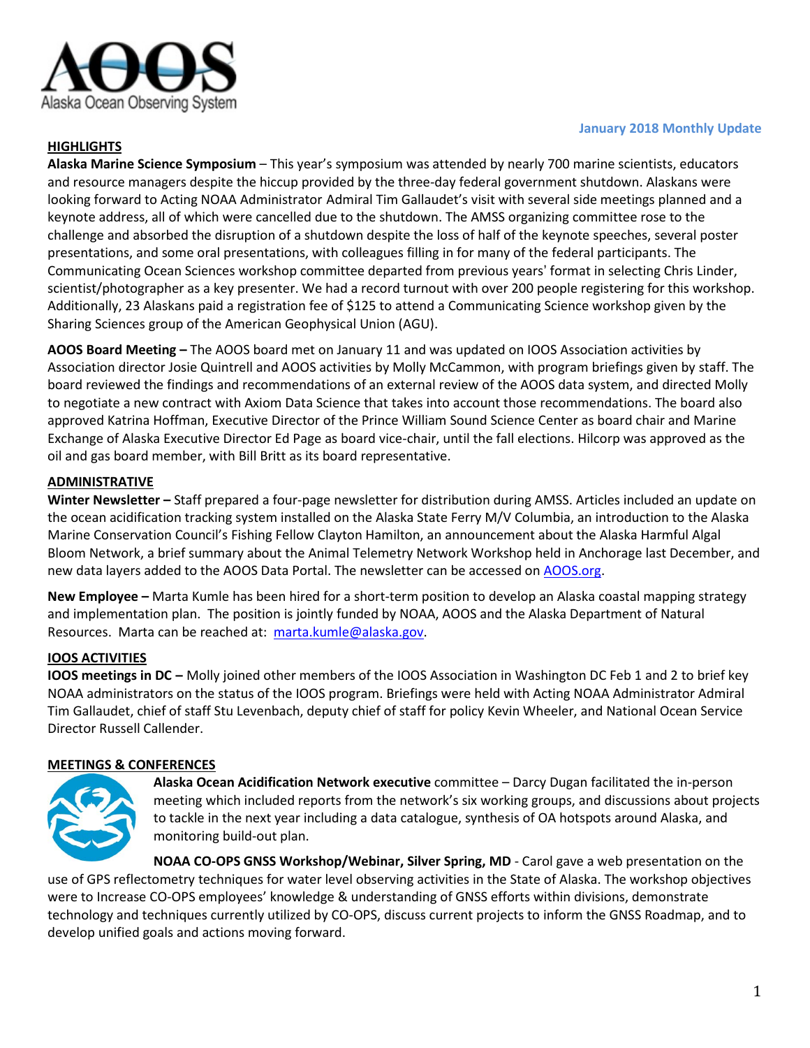# AOOS Alaska Ocean Observing System

**January 2018 Monthly Update**

## HIGHLIGHTS

**Alaska Marine Science Symposium** – This year's symposium was attended by nearly 700 marine scientists, educators and resource managers despite the hiccup provided by the three-day federal government shutdown. Alaskans were looking forward to Acting NOAA Administrator Admiral Tim Gallaudet's visit with several side meetings planned and a keynote address, all of which were cancelled due to the shutdown. The AMSS organizing committee rose to the challenge and absorbed the disruption of a shutdown despite the loss of half of the keynote speeches, several poster presentations, and some oral presentations, with colleagues filling in for many of the federal participants. The Communicating Ocean Sciences workshop committee departed from previous years' format in selecting Chris Linder, scientist/photographer as a key presenter. We had a record turnout with over 200 people registering for this workshop. Additionally, 23 Alaskans paid a registration fee of $125 to attend a Communicating Science workshop given by the Sharing Sciences group of the American Geophysical Union (AGU).

**AOOS Board Meeting –** The AOOS board met on January 11 and was updated on IOOS Association activities by Association director Josie Quintrell and AOOS activities by Molly McCammon, with program briefings given by staff. The board reviewed the findings and recommendations of an external review of the AOOS data system, and directed Molly to negotiate a new contract with Axiom Data Science that takes into account those recommendations. The board also approved Katrina Hoffman, Executive Director of the Prince William Sound Science Center as board chair and Marine Exchange of Alaska Executive Director Ed Page as board vice-chair, until the fall elections. Hilcorp was approved as the oil and gas board member, with Bill Britt as its board representative.

## ADMINISTRATIVE

**Winter Newsletter –** Staff prepared a four-page newsletter for distribution during AMSS. Articles included an update on the ocean acidification tracking system installed on the Alaska State Ferry M/V Columbia, an introduction to the Alaska Marine Conservation Council's Fishing Fellow Clayton Hamilton, an announcement about the Alaska Harmful Algal Bloom Network, a brief summary about the Animal Telemetry Network Workshop held in Anchorage last December, and new data layers added to the AOOS Data Portal. The newsletter can be accessed on AOOS.org.

**New Employee –** Marta Kumle has been hired for a short-term position to develop an Alaska coastal mapping strategy and implementation plan. The position is jointly funded by NOAA, AOOS and the Alaska Department of Natural Resources. Marta can be reached at: marta.kumle@alaska.gov.

## IOOS ACTIVITIES

**IOOS meetings in DC –** Molly joined other members of the IOOS Association in Washington DC Feb 1 and 2 to brief key NOAA administrators on the status of the IOOS program. Briefings were held with Acting NOAA Administrator Admiral Tim Gallaudet, chief of staff Stu Levenbach, deputy chief of staff for policy Kevin Wheeler, and National Ocean Service Director Russell Callender.

## MEETINGS & CONFERENCES

**Alaska Ocean Acidification Network executive** committee – Darcy Dugan facilitated the in-person meeting which included reports from the network's six working groups, and discussions about projects to tackle in the next year including a data catalogue, synthesis of OA hotspots around Alaska, and monitoring build-out plan.

**NOAA CO-OPS GNSS Workshop/Webinar, Silver Spring, MD** - Carol gave a web presentation on the use of GPS reflectometry techniques for water level observing activities in the State of Alaska. The workshop objectives were to Increase CO-OPS employees' knowledge & understanding of GNSS efforts within divisions, demonstrate technology and techniques currently utilized by CO-OPS, discuss current projects to inform the GNSS Roadmap, and to develop unified goals and actions moving forward.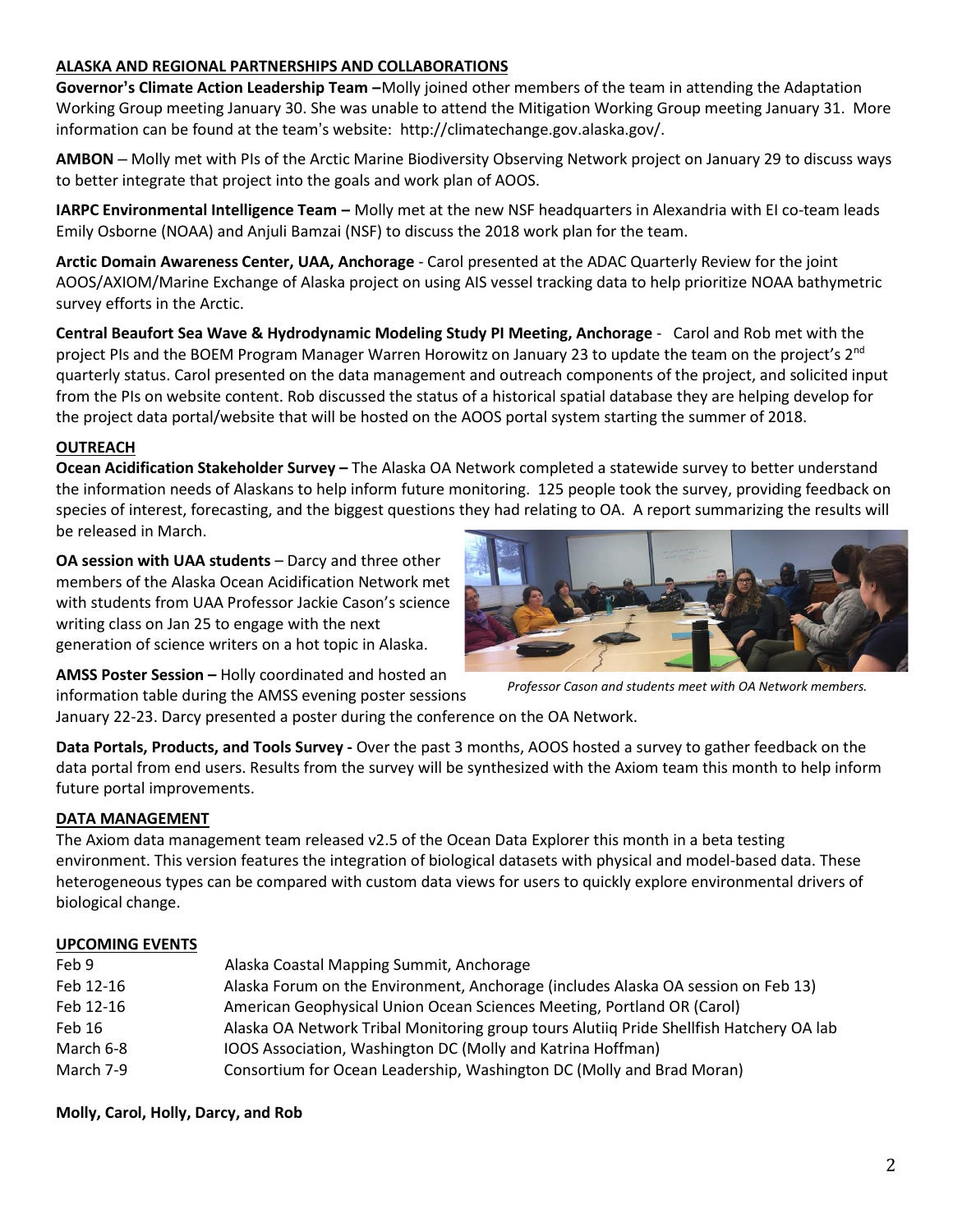**ALASKA AND REGIONAL PARTNERSHIPS AND COLLABORATIONS**

**Governor's Climate Action Leadership Team –**Molly joined other members of the team in attending the Adaptation Working Group meeting January 30. She was unable to attend the Mitigation Working Group meeting January 31. More information can be found at the team's website: http://climatechange.gov.alaska.gov/.

**AMBON** – Molly met with PIs of the Arctic Marine Biodiversity Observing Network project on January 29 to discuss ways to better integrate that project into the goals and work plan of AOOS.

**IARPC Environmental Intelligence Team –** Molly met at the new NSF headquarters in Alexandria with EI co-team leads Emily Osborne (NOAA) and Anjuli Bamzai (NSF) to discuss the 2018 work plan for the team.

**Arctic Domain Awareness Center, UAA, Anchorage** - Carol presented at the ADAC Quarterly Review for the joint AOOS/AXIOM/Marine Exchange of Alaska project on using AIS vessel tracking data to help prioritize NOAA bathymetric survey efforts in the Arctic.

**Central Beaufort Sea Wave & Hydrodynamic Modeling Study PI Meeting, Anchorage** - Carol and Rob met with the project PIs and the BOEM Program Manager Warren Horowitz on January 23 to update the team on the project's 2nd quarterly status. Carol presented on the data management and outreach components of the project, and solicited input from the PIs on website content. Rob discussed the status of a historical spatial database they are helping develop for the project data portal/website that will be hosted on the AOOS portal system starting the summer of 2018.

**OUTREACH**

**Ocean Acidification Stakeholder Survey –** The Alaska OA Network completed a statewide survey to better understand the information needs of Alaskans to help inform future monitoring. 125 people took the survey, providing feedback on species of interest, forecasting, and the biggest questions they had relating to OA. A report summarizing the results will be released in March.

**OA session with UAA students** – Darcy and three other members of the Alaska Ocean Acidification Network met with students from UAA Professor Jackie Cason's science writing class on Jan 25 to engage with the next generation of science writers on a hot topic in Alaska.

*Professor Cason and students meet with OA Network members.*

**AMSS Poster Session –** Holly coordinated and hosted an information table during the AMSS evening poster sessions January 22-23. Darcy presented a poster during the conference on the OA Network.

**Data Portals, Products, and Tools Survey -** Over the past 3 months, AOOS hosted a survey to gather feedback on the data portal from end users. Results from the survey will be synthesized with the Axiom team this month to help inform future portal improvements.

**DATA MANAGEMENT**

The Axiom data management team released v2.5 of the Ocean Data Explorer this month in a beta testing environment. This version features the integration of biological datasets with physical and model-based data. These heterogeneous types can be compared with custom data views for users to quickly explore environmental drivers of biological change.

**UPCOMING EVENTS**

| | |
|---|---|
| Feb 9 | Alaska Coastal Mapping Summit, Anchorage |
| Feb 12-16 | Alaska Forum on the Environment, Anchorage (includes Alaska OA session on Feb 13) |
| Feb 12-16 | American Geophysical Union Ocean Sciences Meeting, Portland OR (Carol) |
| Feb 16 | Alaska OA Network Tribal Monitoring group tours Alutiiq Pride Shellfish Hatchery OA lab |
| March 6-8 | IOOS Association, Washington DC (Molly and Katrina Hoffman) |
| March 7-9 | Consortium for Ocean Leadership, Washington DC (Molly and Brad Moran) |

**Molly, Carol, Holly, Darcy, and Rob**